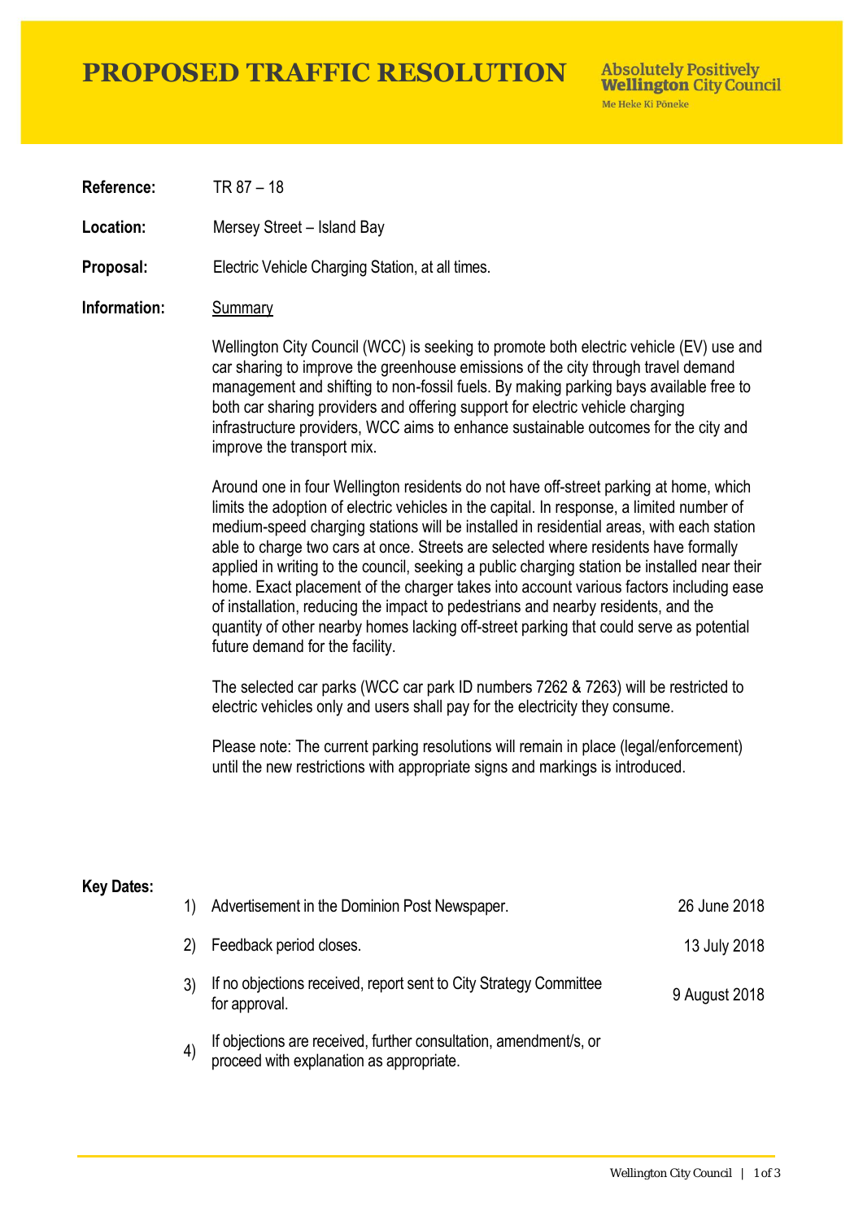# PROPOSED TRAFFIC RESOLUTION

**Absolutely Positively Wellington City Council**
Me Heke Ki Pōneke

**Reference:** TR 87 – 18

**Location:** Mersey Street – Island Bay

**Proposal:** Electric Vehicle Charging Station, at all times.

**Information:** Summary

Wellington City Council (WCC) is seeking to promote both electric vehicle (EV) use and car sharing to improve the greenhouse emissions of the city through travel demand management and shifting to non-fossil fuels. By making parking bays available free to both car sharing providers and offering support for electric vehicle charging infrastructure providers, WCC aims to enhance sustainable outcomes for the city and improve the transport mix.

Around one in four Wellington residents do not have off-street parking at home, which limits the adoption of electric vehicles in the capital. In response, a limited number of medium-speed charging stations will be installed in residential areas, with each station able to charge two cars at once. Streets are selected where residents have formally applied in writing to the council, seeking a public charging station be installed near their home. Exact placement of the charger takes into account various factors including ease of installation, reducing the impact to pedestrians and nearby residents, and the quantity of other nearby homes lacking off-street parking that could serve as potential future demand for the facility.

The selected car parks (WCC car park ID numbers 7262 & 7263) will be restricted to electric vehicles only and users shall pay for the electricity they consume.

Please note: The current parking resolutions will remain in place (legal/enforcement) until the new restrictions with appropriate signs and markings is introduced.

**Key Dates:**

| | | |
|---|---|---|
| 1) | Advertisement in the Dominion Post Newspaper. | 26 June 2018 |
| 2) | Feedback period closes. | 13 July 2018 |
| 3) | If no objections received, report sent to City Strategy Committee for approval. | 9 August 2018 |
| 4) | If objections are received, further consultation, amendment/s, or proceed with explanation as appropriate. | |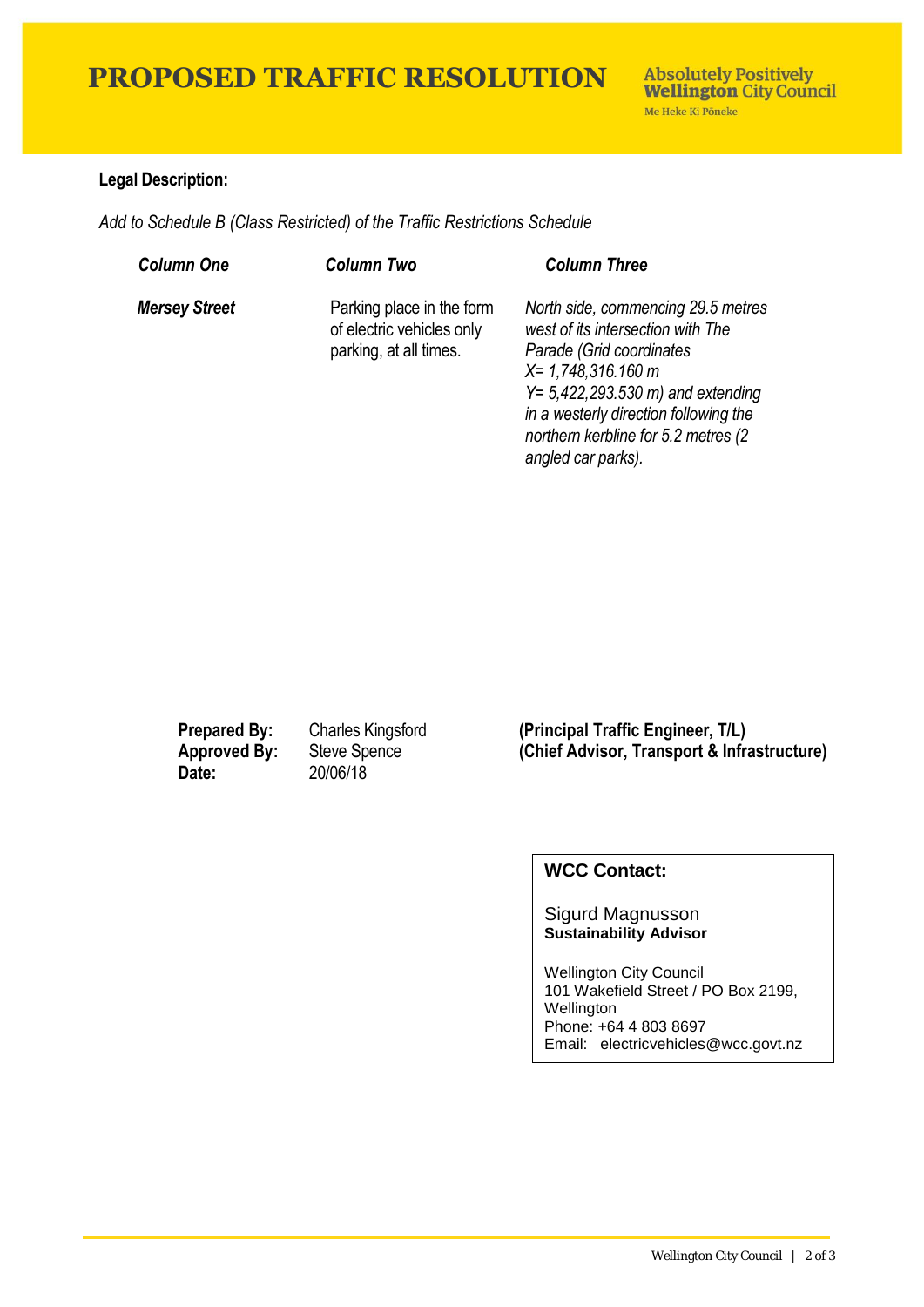# PROPOSED TRAFFIC RESOLUTION

Absolutely Positively **Wellington** City Council
Me Heke Ki Pōneke

**Legal Description:**

*Add to Schedule B (Class Restricted) of the Traffic Restrictions Schedule*

| *Column One* | *Column Two* | *Column Three* |
|---|---|---|
| ***Mersey Street*** | Parking place in the form of electric vehicles only parking, at all times. | *North side, commencing 29.5 metres west of its intersection with The Parade (Grid coordinates X= 1,748,316.160 m Y= 5,422,293.530 m) and extending in a westerly direction following the northern kerbline for 5.2 metres (2 angled car parks).* |

| | | |
|---|---|---|
| **Prepared By:** | Charles Kingsford | **(Principal Traffic Engineer, T/L)** |
| **Approved By:** | Steve Spence | **(Chief Advisor, Transport & Infrastructure)** |
| **Date:** | 20/06/18 | |

**WCC Contact:**

Sigurd Magnusson
**Sustainability Advisor**

Wellington City Council
101 Wakefield Street / PO Box 2199, Wellington
Phone: +64 4 803 8697
Email: electricvehicles@wcc.govt.nz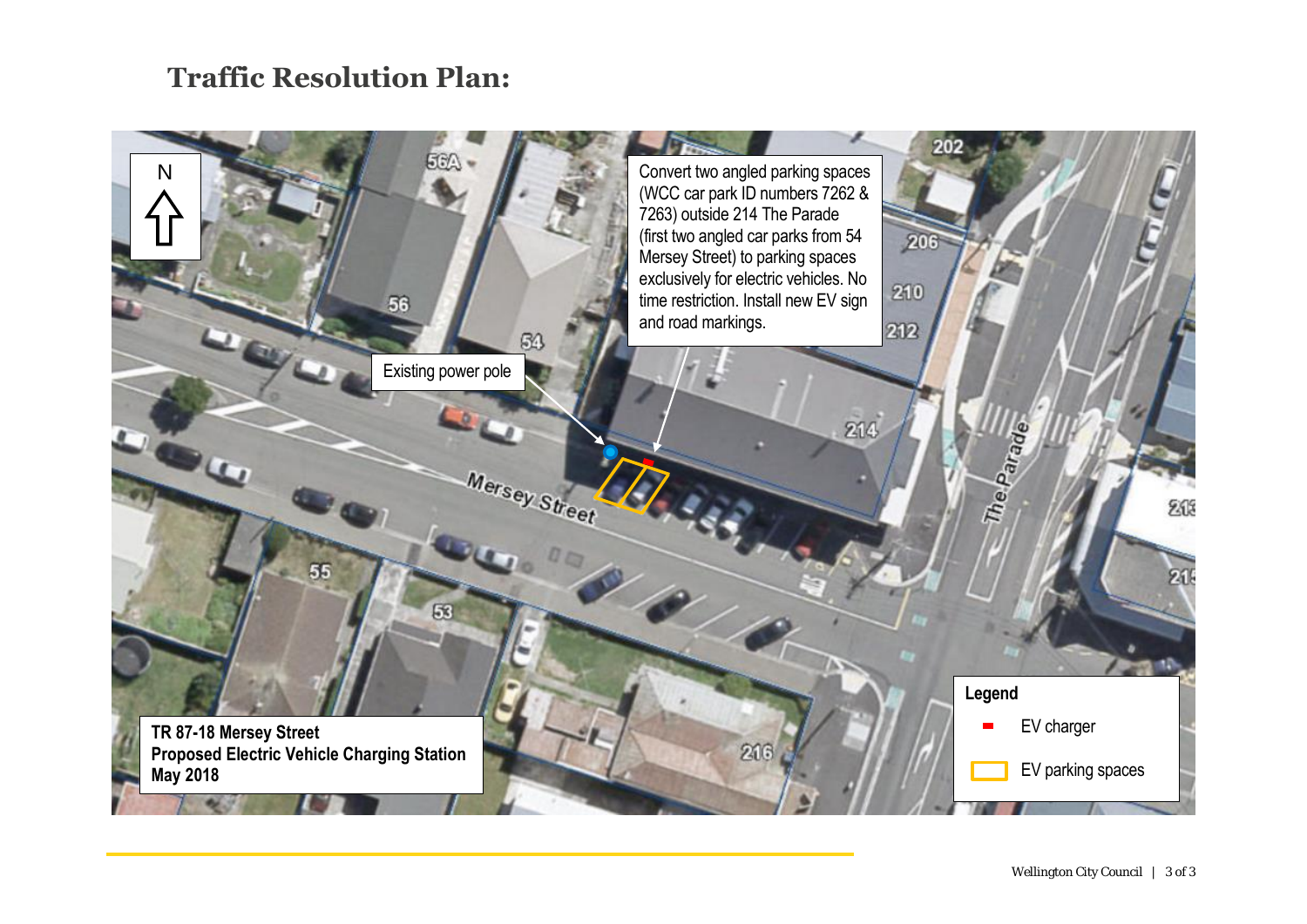## Traffic Resolution Plan:

N

Convert two angled parking spaces (WCC car park ID numbers 7262 & 7263) outside 214 The Parade (first two angled car parks from 54 Mersey Street) to parking spaces exclusively for electric vehicles. No time restriction. Install new EV sign and road markings.

Existing power pole

Mersey Street

The Parade

56A

56

54

55

53

202

206

210

212

214

216

213

215

**TR 87-18 Mersey Street**
**Proposed Electric Vehicle Charging Station**
**May 2018**

**Legend**

EV charger

EV parking spaces